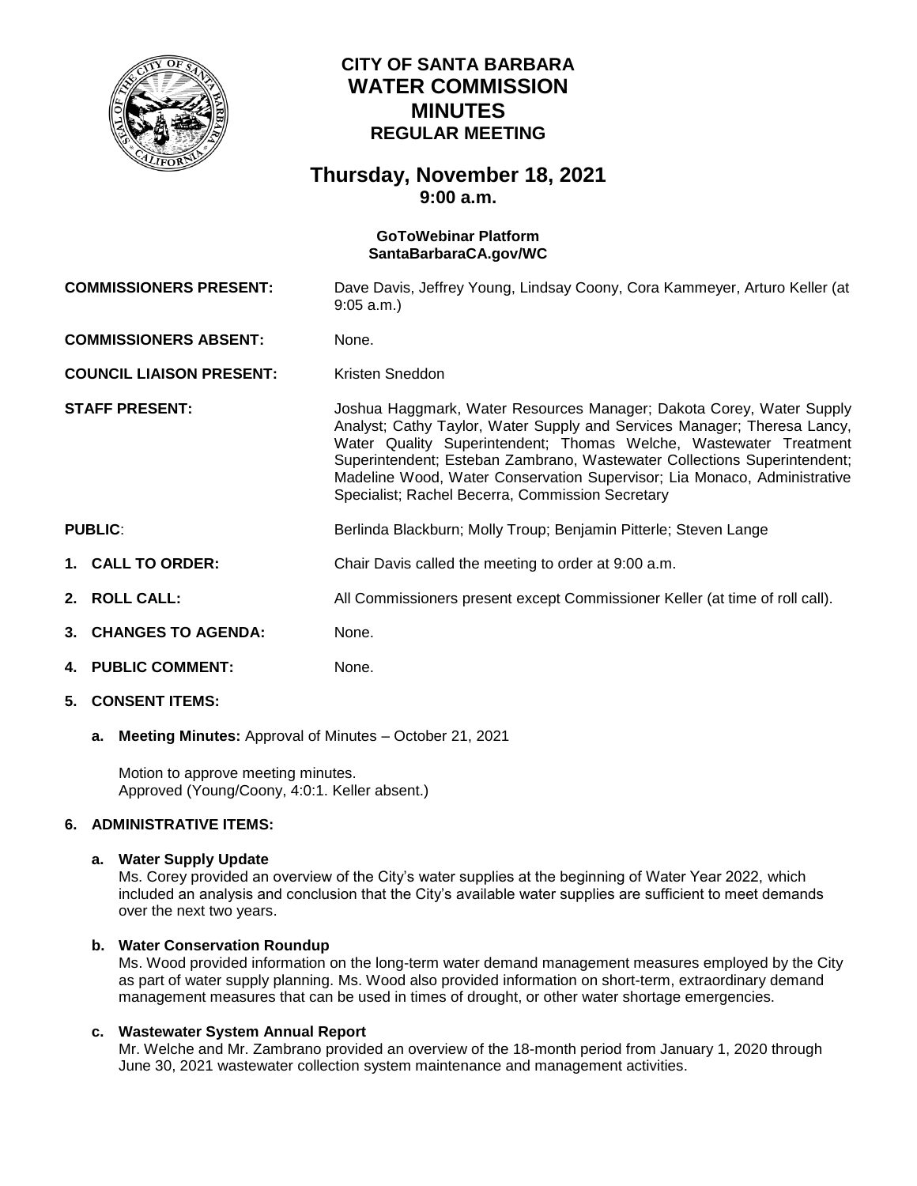# CITY OF SANTA BARBARA
# WATER COMMISSION
# MINUTES
## REGULAR MEETING

## Thursday, November 18, 2021
### 9:00 a.m.

**GoToWebinar Platform**
**SantaBarbaraCA.gov/WC**

**COMMISSIONERS PRESENT:** Dave Davis, Jeffrey Young, Lindsay Coony, Cora Kammeyer, Arturo Keller (at 9:05 a.m.)

**COMMISSIONERS ABSENT:** None.

**COUNCIL LIAISON PRESENT:** Kristen Sneddon

**STAFF PRESENT:** Joshua Haggmark, Water Resources Manager; Dakota Corey, Water Supply Analyst; Cathy Taylor, Water Supply and Services Manager; Theresa Lancy, Water Quality Superintendent; Thomas Welche, Wastewater Treatment Superintendent; Esteban Zambrano, Wastewater Collections Superintendent; Madeline Wood, Water Conservation Supervisor; Lia Monaco, Administrative Specialist; Rachel Becerra, Commission Secretary

**PUBLIC**: Berlinda Blackburn; Molly Troup; Benjamin Pitterle; Steven Lange

1. **CALL TO ORDER:** Chair Davis called the meeting to order at 9:00 a.m.

2. **ROLL CALL:** All Commissioners present except Commissioner Keller (at time of roll call).

3. **CHANGES TO AGENDA:** None.

4. **PUBLIC COMMENT:** None.

5. **CONSENT ITEMS:**

   a. **Meeting Minutes:** Approval of Minutes – October 21, 2021

   Motion to approve meeting minutes.
   Approved (Young/Coony, 4:0:1. Keller absent.)

6. **ADMINISTRATIVE ITEMS:**

   a. **Water Supply Update**
   Ms. Corey provided an overview of the City's water supplies at the beginning of Water Year 2022, which included an analysis and conclusion that the City's available water supplies are sufficient to meet demands over the next two years.

   b. **Water Conservation Roundup**
   Ms. Wood provided information on the long-term water demand management measures employed by the City as part of water supply planning. Ms. Wood also provided information on short-term, extraordinary demand management measures that can be used in times of drought, or other water shortage emergencies.

   c. **Wastewater System Annual Report**
   Mr. Welche and Mr. Zambrano provided an overview of the 18-month period from January 1, 2020 through June 30, 2021 wastewater collection system maintenance and management activities.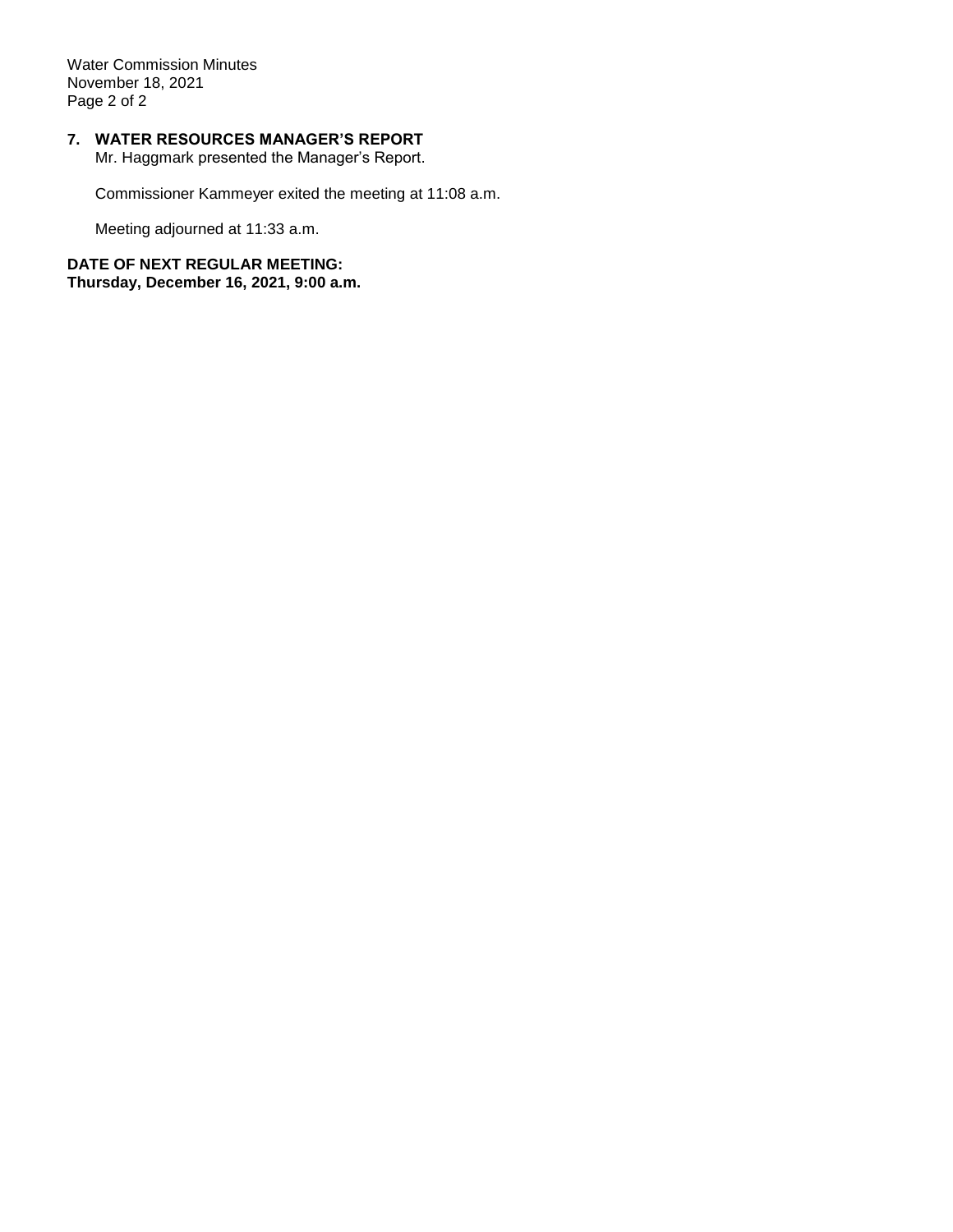## 7. WATER RESOURCES MANAGER'S REPORT

Mr. Haggmark presented the Manager's Report.

Commissioner Kammeyer exited the meeting at 11:08 a.m.

Meeting adjourned at 11:33 a.m.

**DATE OF NEXT REGULAR MEETING:**
**Thursday, December 16, 2021, 9:00 a.m.**